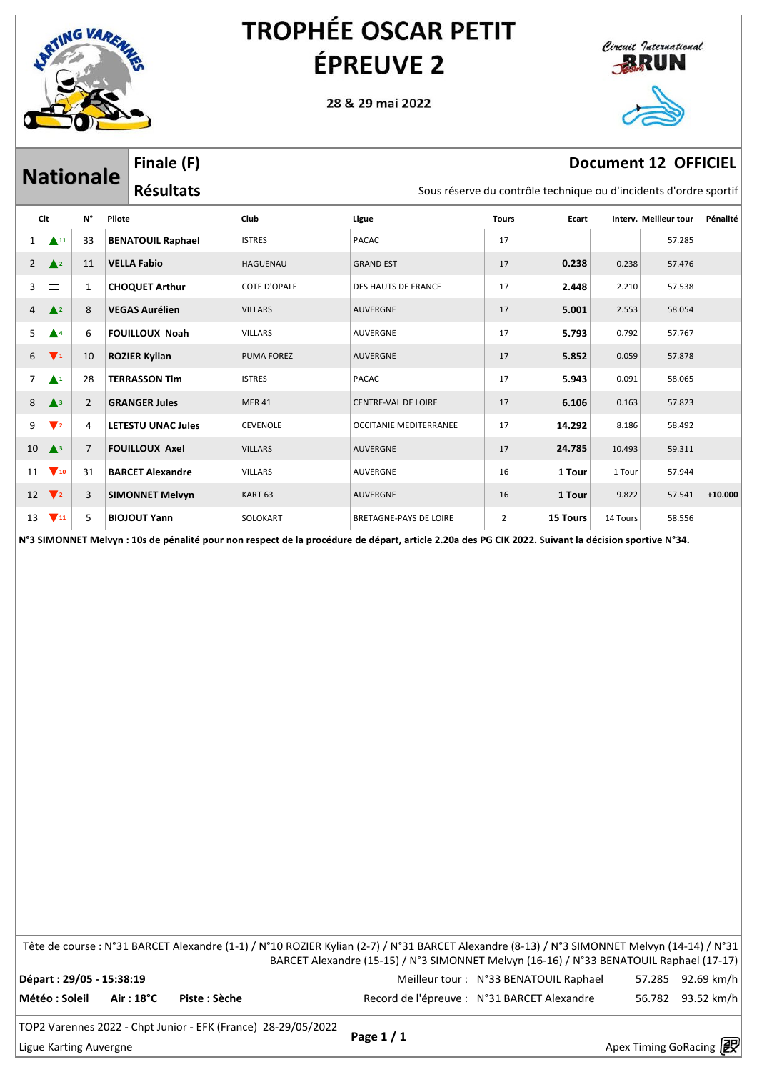# TROPHÉE OSCAR PETIT
# ÉPREUVE 2

28 & 29 mai 2022

Circuit International Jean BRUN

## Nationale

**Finale (F)**

**Résultats**

**Document 12 OFFICIEL**

Sous réserve du contrôle technique ou d'incidents d'ordre sportif

| Clt | | N° | Pilote | Club | Ligue | Tours | Ecart | Interv. | Meilleur tour | Pénalité |
|---|---|---|---|---|---|---|---|---|---|---|
| 1 | ▲11 | 33 | **BENATOUIL Raphael** | ISTRES | PACAC | 17 | | | 57.285 | |
| 2 | ▲2 | 11 | **VELLA Fabio** | HAGUENAU | GRAND EST | 17 | **0.238** | 0.238 | 57.476 | |
| 3 | = | 1 | **CHOQUET Arthur** | COTE D'OPALE | DES HAUTS DE FRANCE | 17 | **2.448** | 2.210 | 57.538 | |
| 4 | ▲2 | 8 | **VEGAS Aurélien** | VILLARS | AUVERGNE | 17 | **5.001** | 2.553 | 58.054 | |
| 5 | ▲4 | 6 | **FOUILLOUX Noah** | VILLARS | AUVERGNE | 17 | **5.793** | 0.792 | 57.767 | |
| 6 | ▼1 | 10 | **ROZIER Kylian** | PUMA FOREZ | AUVERGNE | 17 | **5.852** | 0.059 | 57.878 | |
| 7 | ▲1 | 28 | **TERRASSON Tim** | ISTRES | PACAC | 17 | **5.943** | 0.091 | 58.065 | |
| 8 | ▲3 | 2 | **GRANGER Jules** | MER 41 | CENTRE-VAL DE LOIRE | 17 | **6.106** | 0.163 | 57.823 | |
| 9 | ▼2 | 4 | **LETESTU UNAC Jules** | CEVENOLE | OCCITANIE MEDITERRANEE | 17 | **14.292** | 8.186 | 58.492 | |
| 10 | ▲3 | 7 | **FOUILLOUX Axel** | VILLARS | AUVERGNE | 17 | **24.785** | 10.493 | 59.311 | |
| 11 | ▼10 | 31 | **BARCET Alexandre** | VILLARS | AUVERGNE | 16 | **1 Tour** | 1 Tour | 57.944 | |
| 12 | ▼2 | 3 | **SIMONNET Melvyn** | KART 63 | AUVERGNE | 16 | **1 Tour** | 9.822 | 57.541 | **+10.000** |
| 13 | ▼11 | 5 | **BIOJOUT Yann** | SOLOKART | BRETAGNE-PAYS DE LOIRE | 2 | **15 Tours** | 14 Tours | 58.556 | |

**N°3 SIMONNET Melvyn : 10s de pénalité pour non respect de la procédure de départ, article 2.20a des PG CIK 2022. Suivant la décision sportive N°34.**

Tête de course : N°31 BARCET Alexandre (1-1) / N°10 ROZIER Kylian (2-7) / N°31 BARCET Alexandre (8-13) / N°3 SIMONNET Melvyn (14-14) / N°31 BARCET Alexandre (15-15) / N°3 SIMONNET Melvyn (16-16) / N°33 BENATOUIL Raphael (17-17)

**Départ : 29/05 - 15:38:19**

Meilleur tour : N°33 BENATOUIL Raphael 57.285 92.69 km/h

**Météo : Soleil** **Air : 18°C** **Piste : Sèche**

Record de l'épreuve : N°31 BARCET Alexandre 56.782 93.52 km/h

TOP2 Varennes 2022 - Chpt Junior - EFK (France) 28-29/05/2022

Ligue Karting Auvergne

Apex Timing GoRacing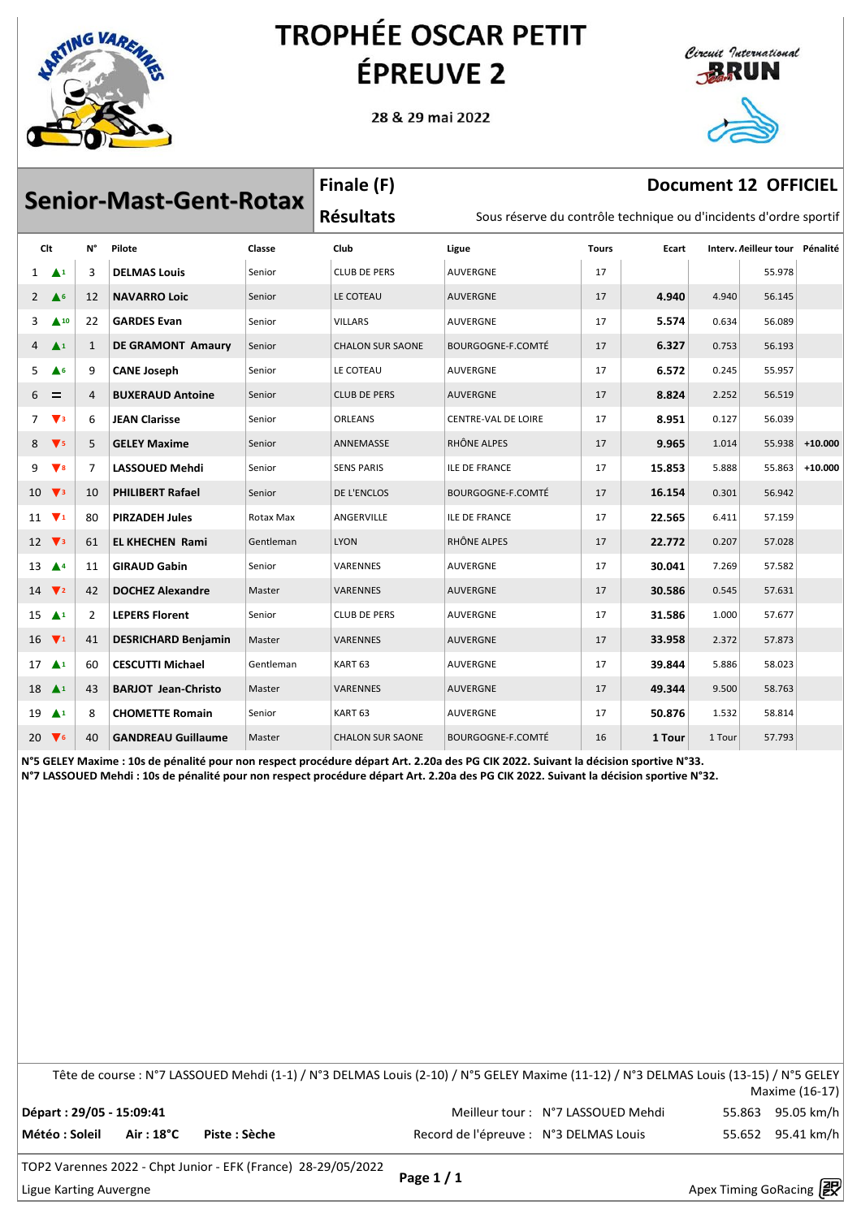# TROPHÉE OSCAR PETIT
# ÉPREUVE 2

28 & 29 mai 2022

## Senior-Mast-Gent-Rotax

**Finale (F)** **Document 12 OFFICIEL**

**Résultats** Sous réserve du contrôle technique ou d'incidents d'ordre sportif

| Clt | | N° | Pilote | Classe | Club | Ligue | Tours | Ecart | Interv. | Meilleur tour | Pénalité |
|---|---|---|---|---|---|---|---|---|---|---|---|
| 1 | ▲1 | 3 | **DELMAS Louis** | Senior | CLUB DE PERS | AUVERGNE | 17 | | | 55.978 | |
| 2 | ▲6 | 12 | **NAVARRO Loic** | Senior | LE COTEAU | AUVERGNE | 17 | **4.940** | 4.940 | 56.145 | |
| 3 | ▲10 | 22 | **GARDES Evan** | Senior | VILLARS | AUVERGNE | 17 | **5.574** | 0.634 | 56.089 | |
| 4 | ▲1 | 1 | **DE GRAMONT Amaury** | Senior | CHALON SUR SAONE | BOURGOGNE-F.COMTÉ | 17 | **6.327** | 0.753 | 56.193 | |
| 5 | ▲6 | 9 | **CANE Joseph** | Senior | LE COTEAU | AUVERGNE | 17 | **6.572** | 0.245 | 55.957 | |
| 6 | = | 4 | **BUXERAUD Antoine** | Senior | CLUB DE PERS | AUVERGNE | 17 | **8.824** | 2.252 | 56.519 | |
| 7 | ▼3 | 6 | **JEAN Clarisse** | Senior | ORLEANS | CENTRE-VAL DE LOIRE | 17 | **8.951** | 0.127 | 56.039 | |
| 8 | ▼5 | 5 | **GELEY Maxime** | Senior | ANNEMASSE | RHÔNE ALPES | 17 | **9.965** | 1.014 | 55.938 | **+10.000** |
| 9 | ▼8 | 7 | **LASSOUED Mehdi** | Senior | SENS PARIS | ILE DE FRANCE | 17 | **15.853** | 5.888 | 55.863 | **+10.000** |
| 10 | ▼3 | 10 | **PHILIBERT Rafael** | Senior | DE L'ENCLOS | BOURGOGNE-F.COMTÉ | 17 | **16.154** | 0.301 | 56.942 | |
| 11 | ▼1 | 80 | **PIRZADEH Jules** | Rotax Max | ANGERVILLE | ILE DE FRANCE | 17 | **22.565** | 6.411 | 57.159 | |
| 12 | ▼3 | 61 | **EL KHECHEN Rami** | Gentleman | LYON | RHÔNE ALPES | 17 | **22.772** | 0.207 | 57.028 | |
| 13 | ▲4 | 11 | **GIRAUD Gabin** | Senior | VARENNES | AUVERGNE | 17 | **30.041** | 7.269 | 57.582 | |
| 14 | ▼2 | 42 | **DOCHEZ Alexandre** | Master | VARENNES | AUVERGNE | 17 | **30.586** | 0.545 | 57.631 | |
| 15 | ▲1 | 2 | **LEPERS Florent** | Senior | CLUB DE PERS | AUVERGNE | 17 | **31.586** | 1.000 | 57.677 | |
| 16 | ▼1 | 41 | **DESRICHARD Benjamin** | Master | VARENNES | AUVERGNE | 17 | **33.958** | 2.372 | 57.873 | |
| 17 | ▲1 | 60 | **CESCUTTI Michael** | Gentleman | KART 63 | AUVERGNE | 17 | **39.844** | 5.886 | 58.023 | |
| 18 | ▲1 | 43 | **BARJOT Jean-Christo** | Master | VARENNES | AUVERGNE | 17 | **49.344** | 9.500 | 58.763 | |
| 19 | ▲1 | 8 | **CHOMETTE Romain** | Senior | KART 63 | AUVERGNE | 17 | **50.876** | 1.532 | 58.814 | |
| 20 | ▼6 | 40 | **GANDREAU Guillaume** | Master | CHALON SUR SAONE | BOURGOGNE-F.COMTÉ | 16 | **1 Tour** | 1 Tour | 57.793 | |

**N°5 GELEY Maxime : 10s de pénalité pour non respect procédure départ Art. 2.20a des PG CIK 2022. Suivant la décision sportive N°33.**
**N°7 LASSOUED Mehdi : 10s de pénalité pour non respect procédure départ Art. 2.20a des PG CIK 2022. Suivant la décision sportive N°32.**

Tête de course : N°7 LASSOUED Mehdi (1-1) / N°3 DELMAS Louis (2-10) / N°5 GELEY Maxime (11-12) / N°3 DELMAS Louis (13-15) / N°5 GELEY Maxime (16-17)

**Départ : 29/05 - 15:09:41** Meilleur tour : N°7 LASSOUED Mehdi 55.863 95.05 km/h

**Météo : Soleil** **Air : 18°C** **Piste : Sèche** Record de l'épreuve : N°3 DELMAS Louis 55.652 95.41 km/h

TOP2 Varennes 2022 - Chpt Junior - EFK (France) 28-29/05/2022

Ligue Karting Auvergne

Apex Timing GoRacing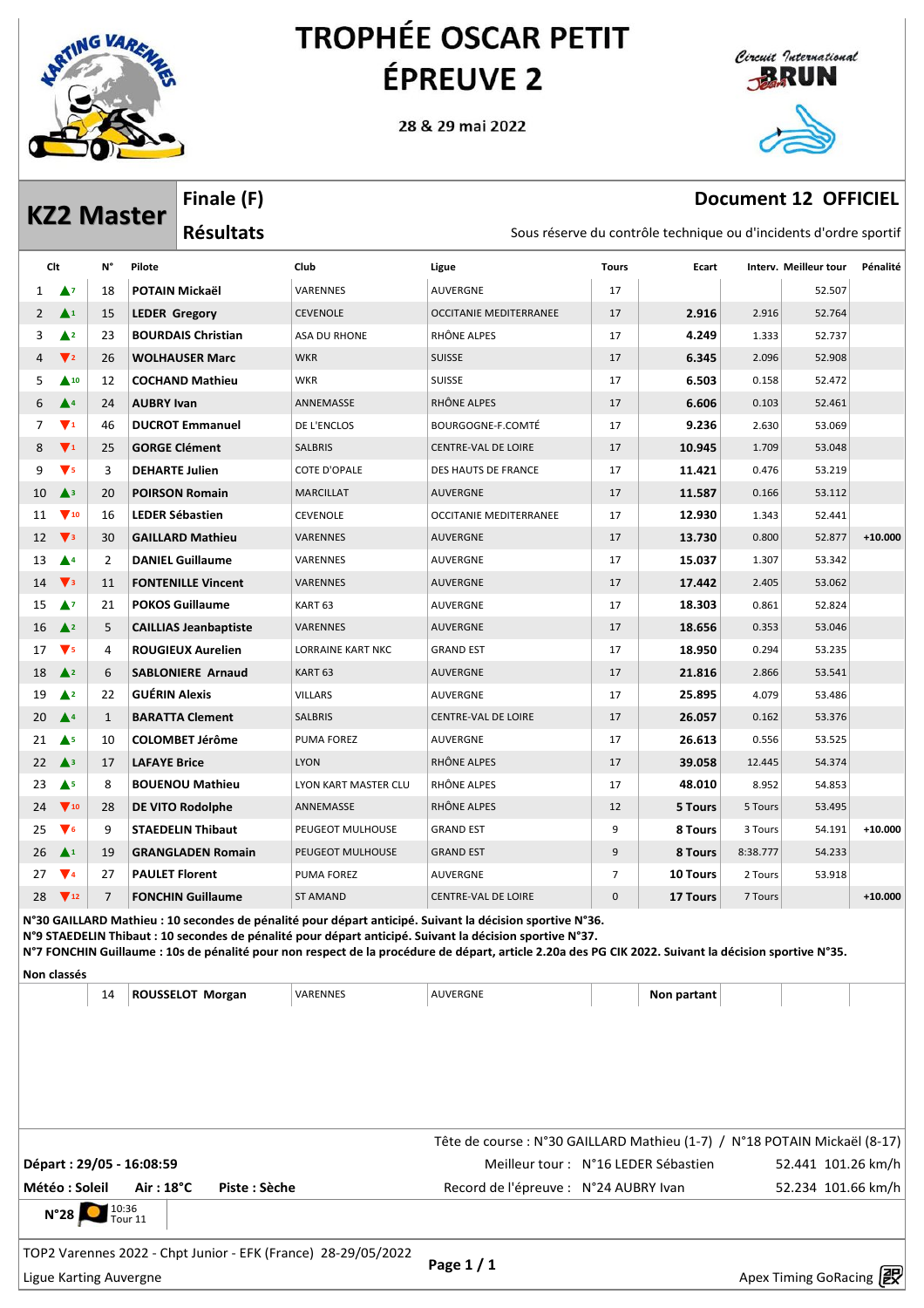# TROPHÉE OSCAR PETIT
# ÉPREUVE 2

28 & 29 mai 2022

Circuit International Jean BRUN

## KZ2 Master

**Finale (F)**

**Résultats**

**Document 12 OFFICIEL**

Sous réserve du contrôle technique ou d'incidents d'ordre sportif

| Clt | | N° | Pilote | Club | Ligue | Tours | Ecart | Interv. | Meilleur tour | Pénalité |
|---|---|---|---|---|---|---|---|---|---|---|
| 1 | ▲7 | 18 | **POTAIN Mickaël** | VARENNES | AUVERGNE | 17 | | | 52.507 | |
| 2 | ▲1 | 15 | **LEDER Gregory** | CEVENOLE | OCCITANIE MEDITERRANEE | 17 | **2.916** | 2.916 | 52.764 | |
| 3 | ▲2 | 23 | **BOURDAIS Christian** | ASA DU RHONE | RHÔNE ALPES | 17 | **4.249** | 1.333 | 52.737 | |
| 4 | ▼2 | 26 | **WOLHAUSER Marc** | WKR | SUISSE | 17 | **6.345** | 2.096 | 52.908 | |
| 5 | ▲10 | 12 | **COCHAND Mathieu** | WKR | SUISSE | 17 | **6.503** | 0.158 | 52.472 | |
| 6 | ▲4 | 24 | **AUBRY Ivan** | ANNEMASSE | RHÔNE ALPES | 17 | **6.606** | 0.103 | 52.461 | |
| 7 | ▼1 | 46 | **DUCROT Emmanuel** | DE L'ENCLOS | BOURGOGNE-F.COMTÉ | 17 | **9.236** | 2.630 | 53.069 | |
| 8 | ▼1 | 25 | **GORGE Clément** | SALBRIS | CENTRE-VAL DE LOIRE | 17 | **10.945** | 1.709 | 53.048 | |
| 9 | ▼5 | 3 | **DEHARTE Julien** | COTE D'OPALE | DES HAUTS DE FRANCE | 17 | **11.421** | 0.476 | 53.219 | |
| 10 | ▲3 | 20 | **POIRSON Romain** | MARCILLAT | AUVERGNE | 17 | **11.587** | 0.166 | 53.112 | |
| 11 | ▼10 | 16 | **LEDER Sébastien** | CEVENOLE | OCCITANIE MEDITERRANEE | 17 | **12.930** | 1.343 | 52.441 | |
| 12 | ▼3 | 30 | **GAILLARD Mathieu** | VARENNES | AUVERGNE | 17 | **13.730** | 0.800 | 52.877 | **+10.000** |
| 13 | ▲4 | 2 | **DANIEL Guillaume** | VARENNES | AUVERGNE | 17 | **15.037** | 1.307 | 53.342 | |
| 14 | ▼3 | 11 | **FONTENILLE Vincent** | VARENNES | AUVERGNE | 17 | **17.442** | 2.405 | 53.062 | |
| 15 | ▲7 | 21 | **POKOS Guillaume** | KART 63 | AUVERGNE | 17 | **18.303** | 0.861 | 52.824 | |
| 16 | ▲2 | 5 | **CAILLIAS Jeanbaptiste** | VARENNES | AUVERGNE | 17 | **18.656** | 0.353 | 53.046 | |
| 17 | ▼5 | 4 | **ROUGIEUX Aurelien** | LORRAINE KART NKC | GRAND EST | 17 | **18.950** | 0.294 | 53.235 | |
| 18 | ▲2 | 6 | **SABLONIERE Arnaud** | KART 63 | AUVERGNE | 17 | **21.816** | 2.866 | 53.541 | |
| 19 | ▲2 | 22 | **GUÉRIN Alexis** | VILLARS | AUVERGNE | 17 | **25.895** | 4.079 | 53.486 | |
| 20 | ▲4 | 1 | **BARATTA Clement** | SALBRIS | CENTRE-VAL DE LOIRE | 17 | **26.057** | 0.162 | 53.376 | |
| 21 | ▲5 | 10 | **COLOMBET Jérôme** | PUMA FOREZ | AUVERGNE | 17 | **26.613** | 0.556 | 53.525 | |
| 22 | ▲3 | 17 | **LAFAYE Brice** | LYON | RHÔNE ALPES | 17 | **39.058** | 12.445 | 54.374 | |
| 23 | ▲5 | 8 | **BOUENOU Mathieu** | LYON KART MASTER CLU | RHÔNE ALPES | 17 | **48.010** | 8.952 | 54.853 | |
| 24 | ▼10 | 28 | **DE VITO Rodolphe** | ANNEMASSE | RHÔNE ALPES | 12 | **5 Tours** | 5 Tours | 53.495 | |
| 25 | ▼6 | 9 | **STAEDELIN Thibaut** | PEUGEOT MULHOUSE | GRAND EST | 9 | **8 Tours** | 3 Tours | 54.191 | **+10.000** |
| 26 | ▲1 | 19 | **GRANGLADEN Romain** | PEUGEOT MULHOUSE | GRAND EST | 9 | **8 Tours** | 8:38.777 | 54.233 | |
| 27 | ▼4 | 27 | **PAULET Florent** | PUMA FOREZ | AUVERGNE | 7 | **10 Tours** | 2 Tours | 53.918 | |
| 28 | ▼12 | 7 | **FONCHIN Guillaume** | ST AMAND | CENTRE-VAL DE LOIRE | 0 | **17 Tours** | 7 Tours | | **+10.000** |

**N°30 GAILLARD Mathieu : 10 secondes de pénalité pour départ anticipé. Suivant la décision sportive N°36.**
**N°9 STAEDELIN Thibaut : 10 secondes de pénalité pour départ anticipé. Suivant la décision sportive N°37.**
**N°7 FONCHIN Guillaume : 10s de pénalité pour non respect de la procédure de départ, article 2.20a des PG CIK 2022. Suivant la décision sportive N°35.**

**Non classés**

| | N° | Pilote | Club | Ligue | | Ecart |
|---|---|---|---|---|---|---|
| | 14 | **ROUSSELOT Morgan** | VARENNES | AUVERGNE | | **Non partant** |

Tête de course : N°30 GAILLARD Mathieu (1-7) / N°18 POTAIN Mickaël (8-17)

**Départ : 29/05 - 16:08:59**

Meilleur tour : N°16 LEDER Sébastien 52.441 101.26 km/h

**Météo : Soleil** **Air : 18°C** **Piste : Sèche**

Record de l'épreuve : N°24 AUBRY Ivan 52.234 101.66 km/h

**N°28** 10:36 Tour 11

TOP2 Varennes 2022 - Chpt Junior - EFK (France) 28-29/05/2022

Ligue Karting Auvergne

Apex Timing GoRacing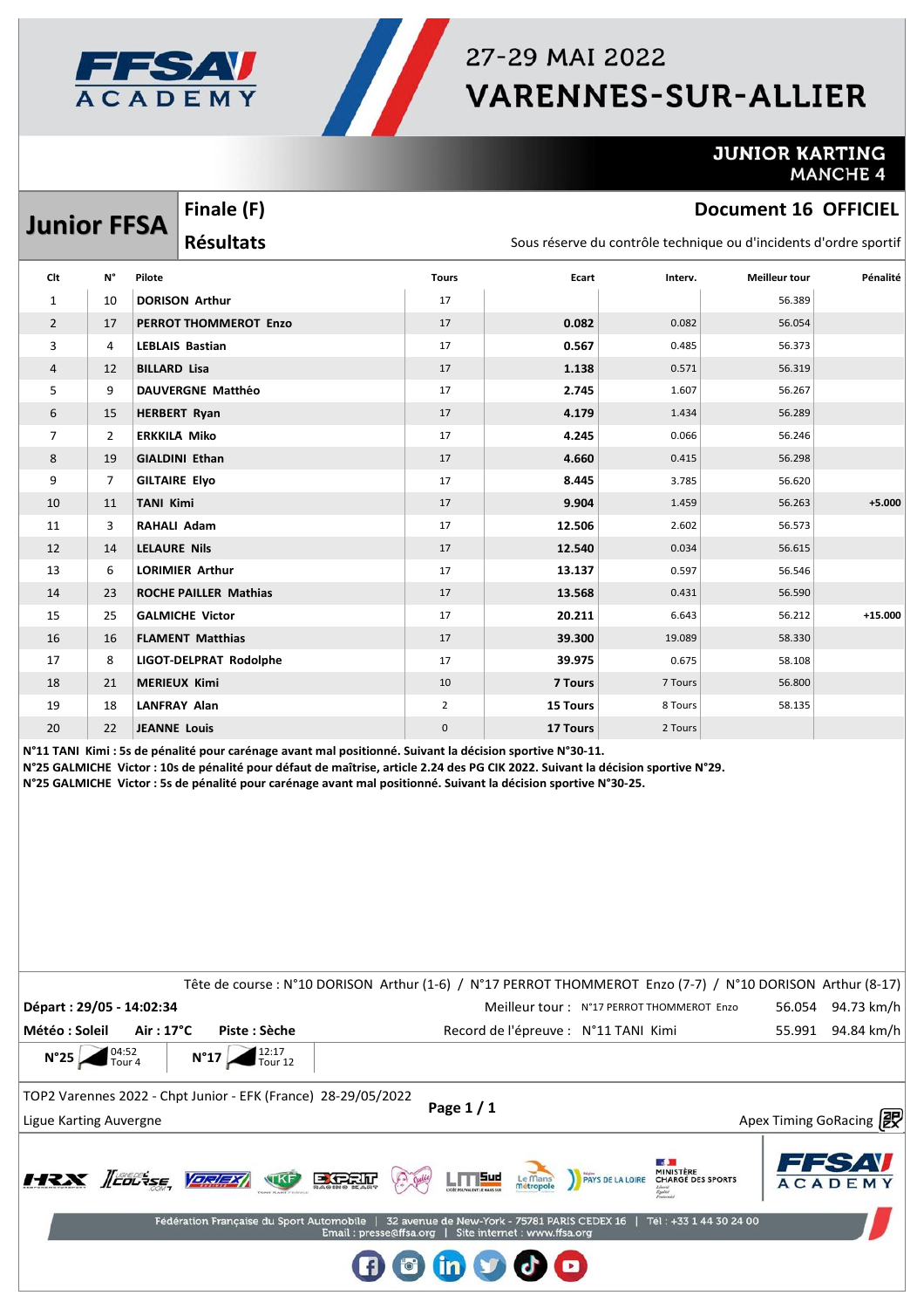27-29 MAI 2022

# VARENNES-SUR-ALLIER

JUNIOR KARTING
MANCHE 4

## Junior FFSA

**Finale (F)**

**Résultats**

**Document 16 OFFICIEL**

Sous réserve du contrôle technique ou d'incidents d'ordre sportif

| Clt | N° | Pilote | Tours | Ecart | Interv. | Meilleur tour | Pénalité |
|---|---|---|---|---|---|---|---|
| 1 | 10 | **DORISON Arthur** | 17 | | | 56.389 | |
| 2 | 17 | **PERROT THOMMEROT Enzo** | 17 | **0.082** | 0.082 | 56.054 | |
| 3 | 4 | **LEBLAIS Bastian** | 17 | **0.567** | 0.485 | 56.373 | |
| 4 | 12 | **BILLARD Lisa** | 17 | **1.138** | 0.571 | 56.319 | |
| 5 | 9 | **DAUVERGNE Matthéo** | 17 | **2.745** | 1.607 | 56.267 | |
| 6 | 15 | **HERBERT Ryan** | 17 | **4.179** | 1.434 | 56.289 | |
| 7 | 2 | **ERKKILÄ Miko** | 17 | **4.245** | 0.066 | 56.246 | |
| 8 | 19 | **GIALDINI Ethan** | 17 | **4.660** | 0.415 | 56.298 | |
| 9 | 7 | **GILTAIRE Elyo** | 17 | **8.445** | 3.785 | 56.620 | |
| 10 | 11 | **TANI Kimi** | 17 | **9.904** | 1.459 | 56.263 | **+5.000** |
| 11 | 3 | **RAHALI Adam** | 17 | **12.506** | 2.602 | 56.573 | |
| 12 | 14 | **LELAURE Nils** | 17 | **12.540** | 0.034 | 56.615 | |
| 13 | 6 | **LORIMIER Arthur** | 17 | **13.137** | 0.597 | 56.546 | |
| 14 | 23 | **ROCHE PAILLER Mathias** | 17 | **13.568** | 0.431 | 56.590 | |
| 15 | 25 | **GALMICHE Victor** | 17 | **20.211** | 6.643 | 56.212 | **+15.000** |
| 16 | 16 | **FLAMENT Matthias** | 17 | **39.300** | 19.089 | 58.330 | |
| 17 | 8 | **LIGOT-DELPRAT Rodolphe** | 17 | **39.975** | 0.675 | 58.108 | |
| 18 | 21 | **MERIEUX Kimi** | 10 | **7 Tours** | 7 Tours | 56.800 | |
| 19 | 18 | **LANFRAY Alan** | 2 | **15 Tours** | 8 Tours | 58.135 | |
| 20 | 22 | **JEANNE Louis** | 0 | **17 Tours** | 2 Tours | | |

**N°11 TANI Kimi : 5s de pénalité pour carénage avant mal positionné. Suivant la décision sportive N°30-11.**
**N°25 GALMICHE Victor : 10s de pénalité pour défaut de maîtrise, article 2.24 des PG CIK 2022. Suivant la décision sportive N°29.**
**N°25 GALMICHE Victor : 5s de pénalité pour carénage avant mal positionné. Suivant la décision sportive N°30-25.**

Tête de course : N°10 DORISON Arthur (1-6) / N°17 PERROT THOMMEROT Enzo (7-7) / N°10 DORISON Arthur (8-17)

**Départ : 29/05 - 14:02:34**

Meilleur tour : N°17 PERROT THOMMEROT Enzo 56.054 94.73 km/h

**Météo : Soleil** **Air : 17°C** **Piste : Sèche**

Record de l'épreuve : N°11 TANI Kimi 55.991 94.84 km/h

**N°25** 04:52 Tour 4 **N°17** 12:17 Tour 12

TOP2 Varennes 2022 - Chpt Junior - EFK (France) 28-29/05/2022

Ligue Karting Auvergne

Apex Timing GoRacing

Fédération Française du Sport Automobile | 32 avenue de New-York - 75781 PARIS CEDEX 16 | Tél : +33 1 44 30 24 00
Email : presse@ffsa.org | Site internet : www.ffsa.org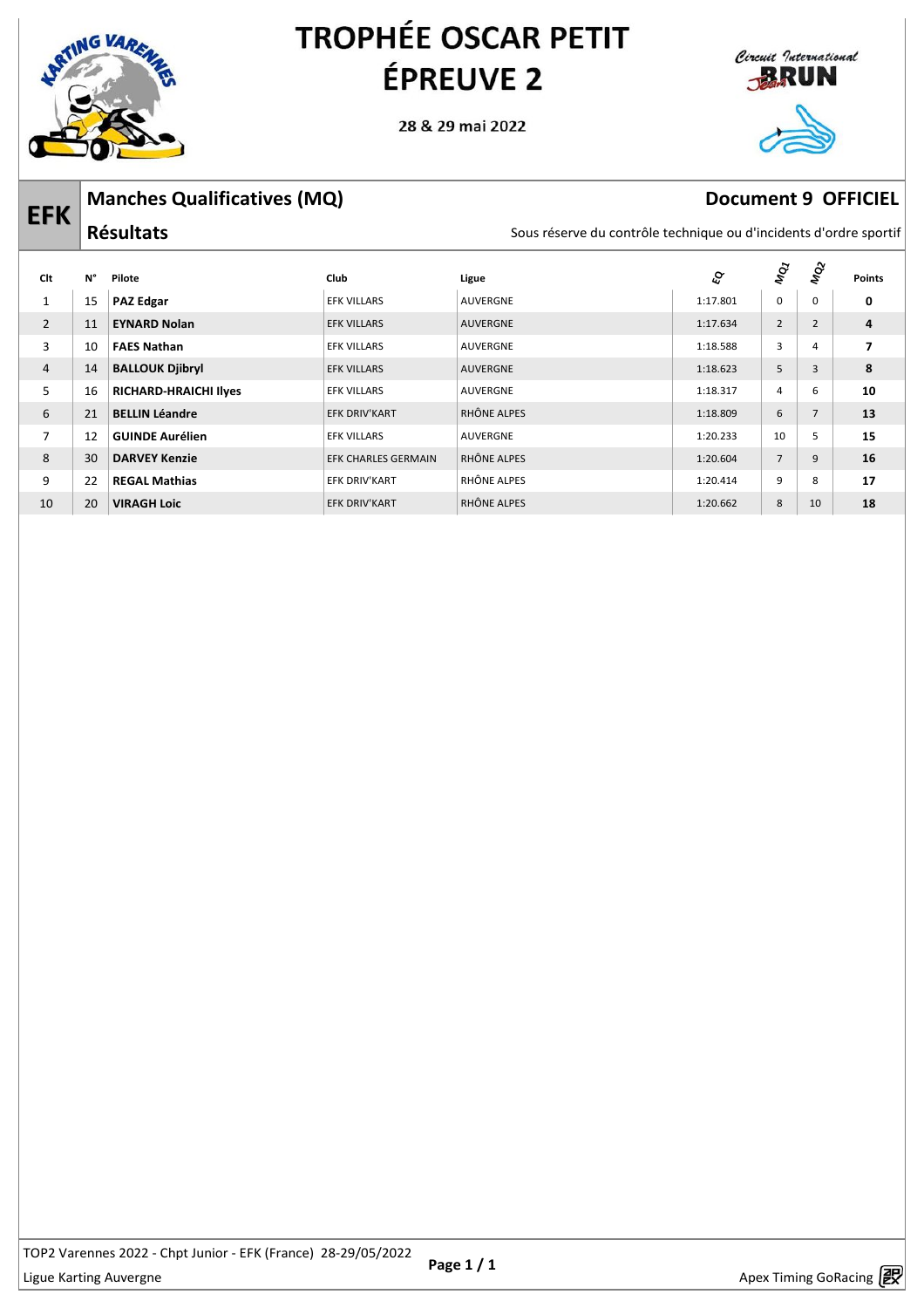# TROPHÉE OSCAR PETIT
# ÉPREUVE 2

28 & 29 mai 2022

Circuit International Jean BRUN

## EFK

## Manches Qualificatives (MQ)

## Résultats

**Document 9 OFFICIEL**

Sous réserve du contrôle technique ou d'incidents d'ordre sportif

| Clt | N° | Pilote | Club | Ligue | EQ | MQ1 | MQ2 | Points |
|---|---|---|---|---|---|---|---|---|
| 1 | 15 | **PAZ Edgar** | EFK VILLARS | AUVERGNE | 1:17.801 | 0 | 0 | **0** |
| 2 | 11 | **EYNARD Nolan** | EFK VILLARS | AUVERGNE | 1:17.634 | 2 | 2 | **4** |
| 3 | 10 | **FAES Nathan** | EFK VILLARS | AUVERGNE | 1:18.588 | 3 | 4 | **7** |
| 4 | 14 | **BALLOUK Djibryl** | EFK VILLARS | AUVERGNE | 1:18.623 | 5 | 3 | **8** |
| 5 | 16 | **RICHARD-HRAICHI Ilyes** | EFK VILLARS | AUVERGNE | 1:18.317 | 4 | 6 | **10** |
| 6 | 21 | **BELLIN Léandre** | EFK DRIV'KART | RHÔNE ALPES | 1:18.809 | 6 | 7 | **13** |
| 7 | 12 | **GUINDE Aurélien** | EFK VILLARS | AUVERGNE | 1:20.233 | 10 | 5 | **15** |
| 8 | 30 | **DARVEY Kenzie** | EFK CHARLES GERMAIN | RHÔNE ALPES | 1:20.604 | 7 | 9 | **16** |
| 9 | 22 | **REGAL Mathias** | EFK DRIV'KART | RHÔNE ALPES | 1:20.414 | 9 | 8 | **17** |
| 10 | 20 | **VIRAGH Loic** | EFK DRIV'KART | RHÔNE ALPES | 1:20.662 | 8 | 10 | **18** |

TOP2 Varennes 2022 - Chpt Junior - EFK (France) 28-29/05/2022

Ligue Karting Auvergne

Apex Timing GoRacing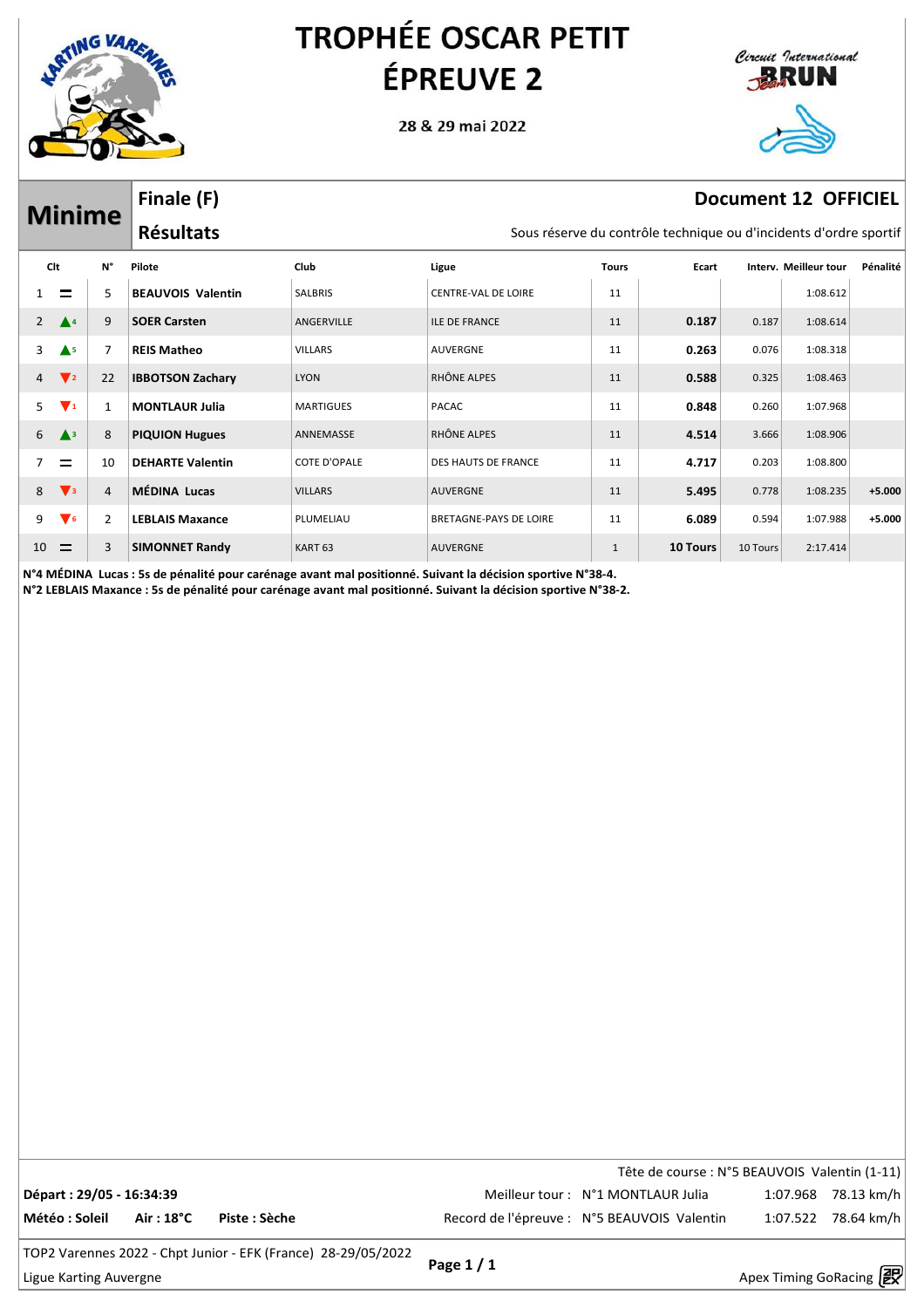# TROPHÉE OSCAR PETIT
# ÉPREUVE 2

28 & 29 mai 2022

Circuit International Jean BRUN

## Minime

**Finale (F)**

**Résultats**

**Document 12 OFFICIEL**

Sous réserve du contrôle technique ou d'incidents d'ordre sportif

| Clt | | N° | Pilote | Club | Ligue | Tours | Ecart | Interv. | Meilleur tour | Pénalité |
|---|---|---|---|---|---|---|---|---|---|---|
| 1 | = | 5 | **BEAUVOIS Valentin** | SALBRIS | CENTRE-VAL DE LOIRE | 11 | | | 1:08.612 | |
| 2 | ▲4 | 9 | **SOER Carsten** | ANGERVILLE | ILE DE FRANCE | 11 | **0.187** | 0.187 | 1:08.614 | |
| 3 | ▲5 | 7 | **REIS Matheo** | VILLARS | AUVERGNE | 11 | **0.263** | 0.076 | 1:08.318 | |
| 4 | ▼2 | 22 | **IBBOTSON Zachary** | LYON | RHÔNE ALPES | 11 | **0.588** | 0.325 | 1:08.463 | |
| 5 | ▼1 | 1 | **MONTLAUR Julia** | MARTIGUES | PACAC | 11 | **0.848** | 0.260 | 1:07.968 | |
| 6 | ▲3 | 8 | **PIQUION Hugues** | ANNEMASSE | RHÔNE ALPES | 11 | **4.514** | 3.666 | 1:08.906 | |
| 7 | = | 10 | **DEHARTE Valentin** | COTE D'OPALE | DES HAUTS DE FRANCE | 11 | **4.717** | 0.203 | 1:08.800 | |
| 8 | ▼3 | 4 | **MÉDINA Lucas** | VILLARS | AUVERGNE | 11 | **5.495** | 0.778 | 1:08.235 | **+5.000** |
| 9 | ▼6 | 2 | **LEBLAIS Maxance** | PLUMELIAU | BRETAGNE-PAYS DE LOIRE | 11 | **6.089** | 0.594 | 1:07.988 | **+5.000** |
| 10 | = | 3 | **SIMONNET Randy** | KART 63 | AUVERGNE | 1 | **10 Tours** | 10 Tours | 2:17.414 | |

**N°4 MÉDINA Lucas : 5s de pénalité pour carénage avant mal positionné. Suivant la décision sportive N°38-4.**
**N°2 LEBLAIS Maxance : 5s de pénalité pour carénage avant mal positionné. Suivant la décision sportive N°38-2.**

Tête de course : N°5 BEAUVOIS Valentin (1-11)

**Départ : 29/05 - 16:34:39** — Meilleur tour : N°1 MONTLAUR Julia 1:07.968 78.13 km/h

**Météo : Soleil** **Air : 18°C** **Piste : Sèche** — Record de l'épreuve : N°5 BEAUVOIS Valentin 1:07.522 78.64 km/h

TOP2 Varennes 2022 - Chpt Junior - EFK (France) 28-29/05/2022
Ligue Karting Auvergne

Apex Timing GoRacing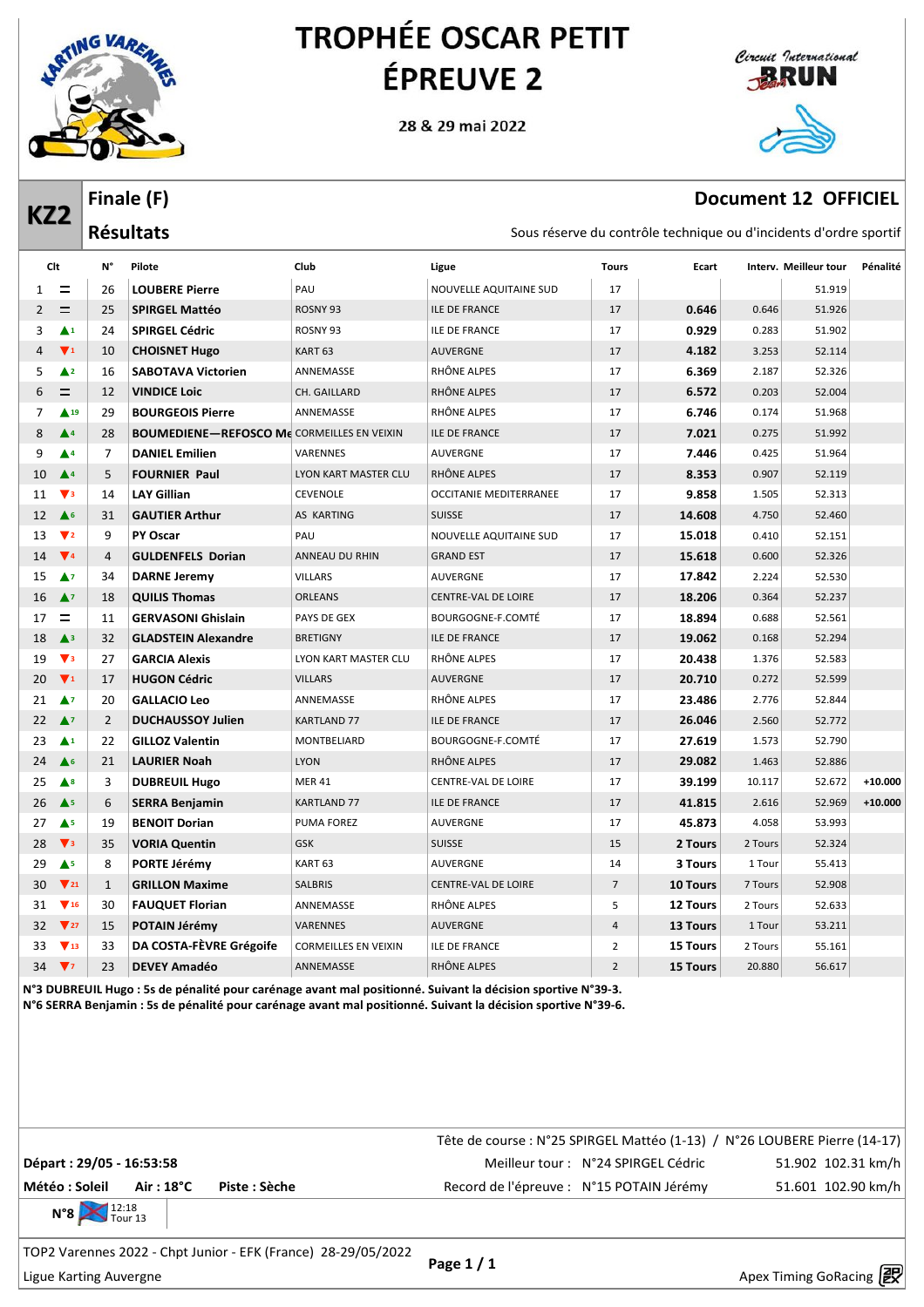# TROPHÉE OSCAR PETIT
# ÉPREUVE 2

28 & 29 mai 2022

Circuit International Jean BRUN

## KZ2 — Finale (F)

## Résultats

**Document 12 OFFICIEL**

Sous réserve du contrôle technique ou d'incidents d'ordre sportif

| Clt | | N° | Pilote | Club | Ligue | Tours | Ecart | Interv. | Meilleur tour | Pénalité |
|---|---|---|---|---|---|---|---|---|---|---|
| 1 | = | 26 | LOUBERE Pierre | PAU | NOUVELLE AQUITAINE SUD | 17 | | | 51.919 | |
| 2 | = | 25 | SPIRGEL Mattéo | ROSNY 93 | ILE DE FRANCE | 17 | 0.646 | 0.646 | 51.926 | |
| 3 | ▲1 | 24 | SPIRGEL Cédric | ROSNY 93 | ILE DE FRANCE | 17 | 0.929 | 0.283 | 51.902 | |
| 4 | ▼1 | 10 | CHOISNET Hugo | KART 63 | AUVERGNE | 17 | 4.182 | 3.253 | 52.114 | |
| 5 | ▲2 | 16 | SABOTAVA Victorien | ANNEMASSE | RHÔNE ALPES | 17 | 6.369 | 2.187 | 52.326 | |
| 6 | = | 12 | VINDICE Loic | CH. GAILLARD | RHÔNE ALPES | 17 | 6.572 | 0.203 | 52.004 | |
| 7 | ▲19 | 29 | BOURGEOIS Pierre | ANNEMASSE | RHÔNE ALPES | 17 | 6.746 | 0.174 | 51.968 | |
| 8 | ▲4 | 28 | BOUMEDIENE—REFOSCO Me | CORMEILLES EN VEIXIN | ILE DE FRANCE | 17 | 7.021 | 0.275 | 51.992 | |
| 9 | ▲4 | 7 | DANIEL Emilien | VARENNES | AUVERGNE | 17 | 7.446 | 0.425 | 51.964 | |
| 10 | ▲4 | 5 | FOURNIER Paul | LYON KART MASTER CLU | RHÔNE ALPES | 17 | 8.353 | 0.907 | 52.119 | |
| 11 | ▼3 | 14 | LAY Gillian | CEVENOLE | OCCITANIE MEDITERRANEE | 17 | 9.858 | 1.505 | 52.313 | |
| 12 | ▲6 | 31 | GAUTIER Arthur | AS KARTING | SUISSE | 17 | 14.608 | 4.750 | 52.460 | |
| 13 | ▼2 | 9 | PY Oscar | PAU | NOUVELLE AQUITAINE SUD | 17 | 15.018 | 0.410 | 52.151 | |
| 14 | ▼4 | 4 | GULDENFELS Dorian | ANNEAU DU RHIN | GRAND EST | 17 | 15.618 | 0.600 | 52.326 | |
| 15 | ▲7 | 34 | DARNE Jeremy | VILLARS | AUVERGNE | 17 | 17.842 | 2.224 | 52.530 | |
| 16 | ▲7 | 18 | QUILIS Thomas | ORLEANS | CENTRE-VAL DE LOIRE | 17 | 18.206 | 0.364 | 52.237 | |
| 17 | = | 11 | GERVASONI Ghislain | PAYS DE GEX | BOURGOGNE-F.COMTÉ | 17 | 18.894 | 0.688 | 52.561 | |
| 18 | ▲3 | 32 | GLADSTEIN Alexandre | BRETIGNY | ILE DE FRANCE | 17 | 19.062 | 0.168 | 52.294 | |
| 19 | ▼3 | 27 | GARCIA Alexis | LYON KART MASTER CLU | RHÔNE ALPES | 17 | 20.438 | 1.376 | 52.583 | |
| 20 | ▼1 | 17 | HUGON Cédric | VILLARS | AUVERGNE | 17 | 20.710 | 0.272 | 52.599 | |
| 21 | ▲7 | 20 | GALLACIO Leo | ANNEMASSE | RHÔNE ALPES | 17 | 23.486 | 2.776 | 52.844 | |
| 22 | ▲7 | 2 | DUCHAUSSOY Julien | KARTLAND 77 | ILE DE FRANCE | 17 | 26.046 | 2.560 | 52.772 | |
| 23 | ▲1 | 22 | GILLOZ Valentin | MONTBELIARD | BOURGOGNE-F.COMTÉ | 17 | 27.619 | 1.573 | 52.790 | |
| 24 | ▲6 | 21 | LAURIER Noah | LYON | RHÔNE ALPES | 17 | 29.082 | 1.463 | 52.886 | |
| 25 | ▲8 | 3 | DUBREUIL Hugo | MER 41 | CENTRE-VAL DE LOIRE | 17 | 39.199 | 10.117 | 52.672 | +10.000 |
| 26 | ▲5 | 6 | SERRA Benjamin | KARTLAND 77 | ILE DE FRANCE | 17 | 41.815 | 2.616 | 52.969 | +10.000 |
| 27 | ▲5 | 19 | BENOIT Dorian | PUMA FOREZ | AUVERGNE | 17 | 45.873 | 4.058 | 53.993 | |
| 28 | ▼3 | 35 | VORIA Quentin | GSK | SUISSE | 15 | 2 Tours | 2 Tours | 52.324 | |
| 29 | ▲5 | 8 | PORTE Jérémy | KART 63 | AUVERGNE | 14 | 3 Tours | 1 Tour | 55.413 | |
| 30 | ▼21 | 1 | GRILLON Maxime | SALBRIS | CENTRE-VAL DE LOIRE | 7 | 10 Tours | 7 Tours | 52.908 | |
| 31 | ▼16 | 30 | FAUQUET Florian | ANNEMASSE | RHÔNE ALPES | 5 | 12 Tours | 2 Tours | 52.633 | |
| 32 | ▼27 | 15 | POTAIN Jérémy | VARENNES | AUVERGNE | 4 | 13 Tours | 1 Tour | 53.211 | |
| 33 | ▼13 | 33 | DA COSTA-FÈVRE Grégoife | CORMEILLES EN VEIXIN | ILE DE FRANCE | 2 | 15 Tours | 2 Tours | 55.161 | |
| 34 | ▼7 | 23 | DEVEY Amadéo | ANNEMASSE | RHÔNE ALPES | 2 | 15 Tours | 20.880 | 56.617 | |

**N°3 DUBREUIL Hugo : 5s de pénalité pour carénage avant mal positionné. Suivant la décision sportive N°39-3.**
**N°6 SERRA Benjamin : 5s de pénalité pour carénage avant mal positionné. Suivant la décision sportive N°39-6.**

Tête de course : N°25 SPIRGEL Mattéo (1-13) / N°26 LOUBERE Pierre (14-17)

**Départ : 29/05 - 16:53:58** — Meilleur tour : N°24 SPIRGEL Cédric 51.902 102.31 km/h

**Météo : Soleil** — **Air : 18°C** — **Piste : Sèche** — Record de l'épreuve : N°15 POTAIN Jérémy 51.601 102.90 km/h

N°8 — 12:18 Tour 13

TOP2 Varennes 2022 - Chpt Junior - EFK (France) 28-29/05/2022

Ligue Karting Auvergne

Apex Timing GoRacing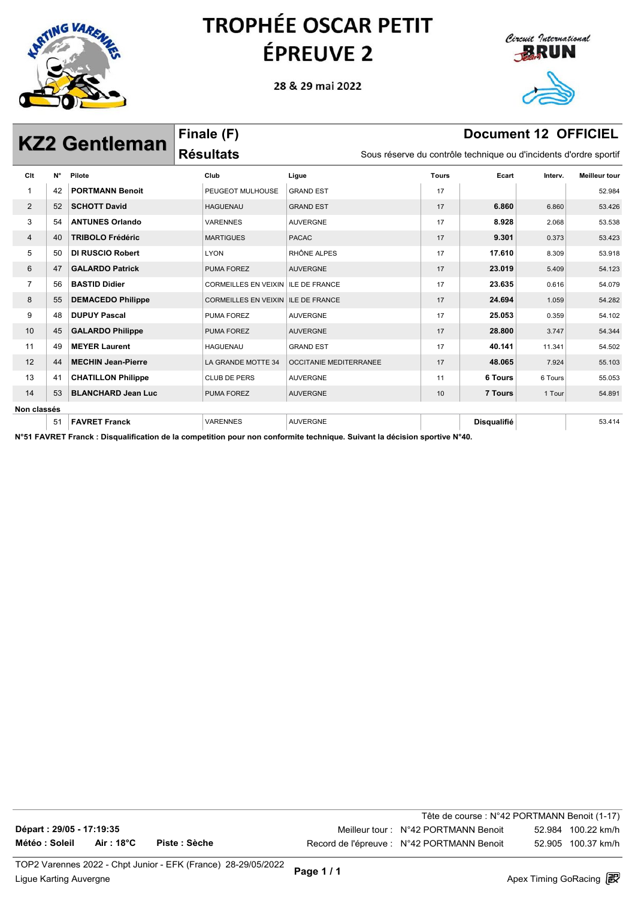# TROPHÉE OSCAR PETIT
# ÉPREUVE 2

28 & 29 mai 2022

## KZ2 Gentleman

**Finale (F)**

**Résultats**

**Document 12 OFFICIEL**

Sous réserve du contrôle technique ou d'incidents d'ordre sportif

| Clt | N° | Pilote | Club | Ligue | Tours | Ecart | Interv. | Meilleur tour |
|---|---|---|---|---|---|---|---|---|
| 1 | 42 | **PORTMANN Benoit** | PEUGEOT MULHOUSE | GRAND EST | 17 | | | 52.984 |
| 2 | 52 | **SCHOTT David** | HAGUENAU | GRAND EST | 17 | **6.860** | 6.860 | 53.426 |
| 3 | 54 | **ANTUNES Orlando** | VARENNES | AUVERGNE | 17 | **8.928** | 2.068 | 53.538 |
| 4 | 40 | **TRIBOLO Frédéric** | MARTIGUES | PACAC | 17 | **9.301** | 0.373 | 53.423 |
| 5 | 50 | **DI RUSCIO Robert** | LYON | RHÔNE ALPES | 17 | **17.610** | 8.309 | 53.918 |
| 6 | 47 | **GALARDO Patrick** | PUMA FOREZ | AUVERGNE | 17 | **23.019** | 5.409 | 54.123 |
| 7 | 56 | **BASTID Didier** | CORMEILLES EN VEIXIN | ILE DE FRANCE | 17 | **23.635** | 0.616 | 54.079 |
| 8 | 55 | **DEMACEDO Philippe** | CORMEILLES EN VEIXIN | ILE DE FRANCE | 17 | **24.694** | 1.059 | 54.282 |
| 9 | 48 | **DUPUY Pascal** | PUMA FOREZ | AUVERGNE | 17 | **25.053** | 0.359 | 54.102 |
| 10 | 45 | **GALARDO Philippe** | PUMA FOREZ | AUVERGNE | 17 | **28.800** | 3.747 | 54.344 |
| 11 | 49 | **MEYER Laurent** | HAGUENAU | GRAND EST | 17 | **40.141** | 11.341 | 54.502 |
| 12 | 44 | **MECHIN Jean-Pierre** | LA GRANDE MOTTE 34 | OCCITANIE MEDITERRANEE | 17 | **48.065** | 7.924 | 55.103 |
| 13 | 41 | **CHATILLON Philippe** | CLUB DE PERS | AUVERGNE | 11 | **6 Tours** | 6 Tours | 55.053 |
| 14 | 53 | **BLANCHARD Jean Luc** | PUMA FOREZ | AUVERGNE | 10 | **7 Tours** | 1 Tour | 54.891 |
| **Non classés** | | | | | | | | |
| | 51 | **FAVRET Franck** | VARENNES | AUVERGNE | | **Disqualifié** | | 53.414 |

**N°51 FAVRET Franck : Disqualification de la competition pour non conformite technique. Suivant la décision sportive N°40.**

Tête de course : N°42 PORTMANN Benoit (1-17)

**Départ : 29/05 - 17:19:35**

**Météo : Soleil** **Air : 18°C** **Piste : Sèche**

Meilleur tour : N°42 PORTMANN Benoit 52.984 100.22 km/h

Record de l'épreuve : N°42 PORTMANN Benoit 52.905 100.37 km/h

TOP2 Varennes 2022 - Chpt Junior - EFK (France) 28-29/05/2022

Ligue Karting Auvergne

Apex Timing GoRacing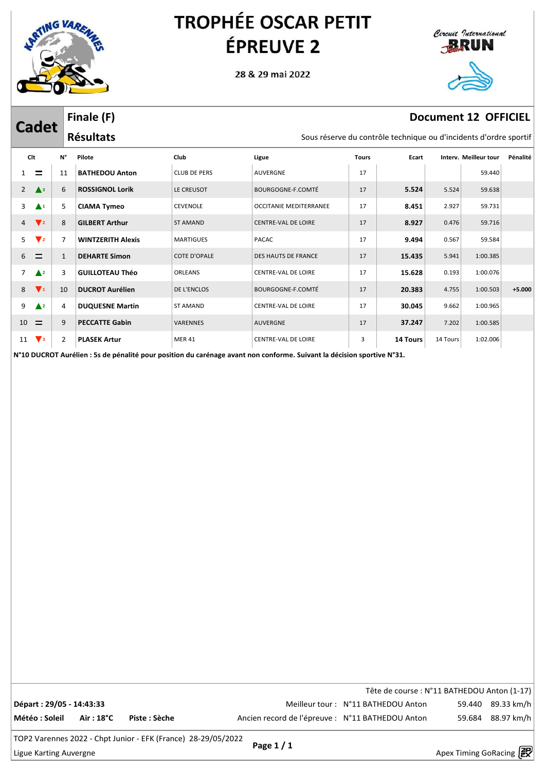# TROPHÉE OSCAR PETIT
# ÉPREUVE 2

**28 & 29 mai 2022**

Circuit International Jean BRUN

## Cadet

### Finale (F)

### Résultats

**Document 12 OFFICIEL**

Sous réserve du contrôle technique ou d'incidents d'ordre sportif

| Clt | | N° | Pilote | Club | Ligue | Tours | Ecart | Interv. | Meilleur tour | Pénalité |
|---|---|---|---|---|---|---|---|---|---|---|
| 1 | = | 11 | **BATHEDOU Anton** | CLUB DE PERS | AUVERGNE | 17 | | | 59.440 | |
| 2 | ▲3 | 6 | **ROSSIGNOL Lorik** | LE CREUSOT | BOURGOGNE-F.COMTÉ | 17 | **5.524** | 5.524 | 59.638 | |
| 3 | ▲1 | 5 | **CIAMA Tymeo** | CEVENOLE | OCCITANIE MEDITERRANEE | 17 | **8.451** | 2.927 | 59.731 | |
| 4 | ▼2 | 8 | **GILBERT Arthur** | ST AMAND | CENTRE-VAL DE LOIRE | 17 | **8.927** | 0.476 | 59.716 | |
| 5 | ▼2 | 7 | **WINTZERITH Alexis** | MARTIGUES | PACAC | 17 | **9.494** | 0.567 | 59.584 | |
| 6 | = | 1 | **DEHARTE Simon** | COTE D'OPALE | DES HAUTS DE FRANCE | 17 | **15.435** | 5.941 | 1:00.385 | |
| 7 | ▲2 | 3 | **GUILLOTEAU Théo** | ORLEANS | CENTRE-VAL DE LOIRE | 17 | **15.628** | 0.193 | 1:00.076 | |
| 8 | ▼1 | 10 | **DUCROT Aurélien** | DE L'ENCLOS | BOURGOGNE-F.COMTÉ | 17 | **20.383** | 4.755 | 1:00.503 | **+5.000** |
| 9 | ▲2 | 4 | **DUQUESNE Martin** | ST AMAND | CENTRE-VAL DE LOIRE | 17 | **30.045** | 9.662 | 1:00.965 | |
| 10 | = | 9 | **PECCATTE Gabin** | VARENNES | AUVERGNE | 17 | **37.247** | 7.202 | 1:00.585 | |
| 11 | ▼3 | 2 | **PLASEK Artur** | MER 41 | CENTRE-VAL DE LOIRE | 3 | **14 Tours** | 14 Tours | 1:02.006 | |

**N°10 DUCROT Aurélien : 5s de pénalité pour position du carénage avant non conforme. Suivant la décision sportive N°31.**

Tête de course : N°11 BATHEDOU Anton (1-17)

**Départ : 29/05 - 14:43:33** — Meilleur tour : N°11 BATHEDOU Anton 59.440 89.33 km/h

**Météo : Soleil** **Air : 18°C** **Piste : Sèche** — Ancien record de l'épreuve : N°11 BATHEDOU Anton 59.684 88.97 km/h

TOP2 Varennes 2022 - Chpt Junior - EFK (France) 28-29/05/2022

Ligue Karting Auvergne

Apex Timing GoRacing